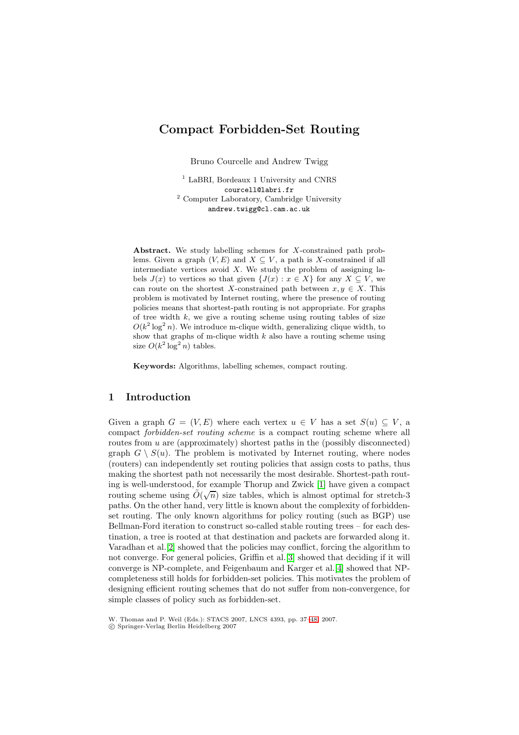# Compact Forbidden-Set Routing

Bruno Courcelle and Andrew Twigg

[1] LaBRI, Bordeaux 1 University and CNRS
courcell@labri.fr
[2] Computer Laboratory, Cambridge University
andrew.twigg@cl.cam.ac.uk

**Abstract.** We study labelling schemes for $X$-constrained path problems. Given a graph $(V, E)$ and $X \subseteq V$, a path is $X$-constrained if all intermediate vertices avoid $X$. We study the problem of assigning labels $J(x)$ to vertices so that given $\{J(x) : x \in X\}$ for any $X \subseteq V$, we can route on the shortest $X$-constrained path between $x, y \in X$. This problem is motivated by Internet routing, where the presence of routing policies means that shortest-path routing is not appropriate. For graphs of tree width $k$, we give a routing scheme using routing tables of size $O(k^2 \log^2 n)$. We introduce m-clique width, generalizing clique width, to show that graphs of m-clique width $k$ also have a routing scheme using size $O(k^2 \log^2 n)$ tables.

**Keywords:** Algorithms, labelling schemes, compact routing.

## 1 Introduction

Given a graph $G = (V, E)$ where each vertex $u \in V$ has a set $S(u) \subseteq V$, a compact *forbidden-set routing scheme* is a compact routing scheme where all routes from $u$ are (approximately) shortest paths in the (possibly disconnected) graph $G \setminus S(u)$. The problem is motivated by Internet routing, where nodes (routers) can independently set routing policies that assign costs to paths, thus making the shortest path not necessarily the most desirable. Shortest-path routing is well-understood, for example Thorup and Zwick [1] have given a compact routing scheme using $\tilde{O}(\sqrt{n})$ size tables, which is almost optimal for stretch-3 paths. On the other hand, very little is known about the complexity of forbidden-set routing. The only known algorithms for policy routing (such as BGP) use Bellman-Ford iteration to construct so-called stable routing trees – for each destination, a tree is rooted at that destination and packets are forwarded along it. Varadhan et al. [2] showed that the policies may conflict, forcing the algorithm to not converge. For general policies, Griffin et al. [3] showed that deciding if it will converge is NP-complete, and Feigenbaum and Karger et al. [4] showed that NP-completeness still holds for forbidden-set policies. This motivates the problem of designing efficient routing schemes that do not suffer from non-convergence, for simple classes of policy such as forbidden-set.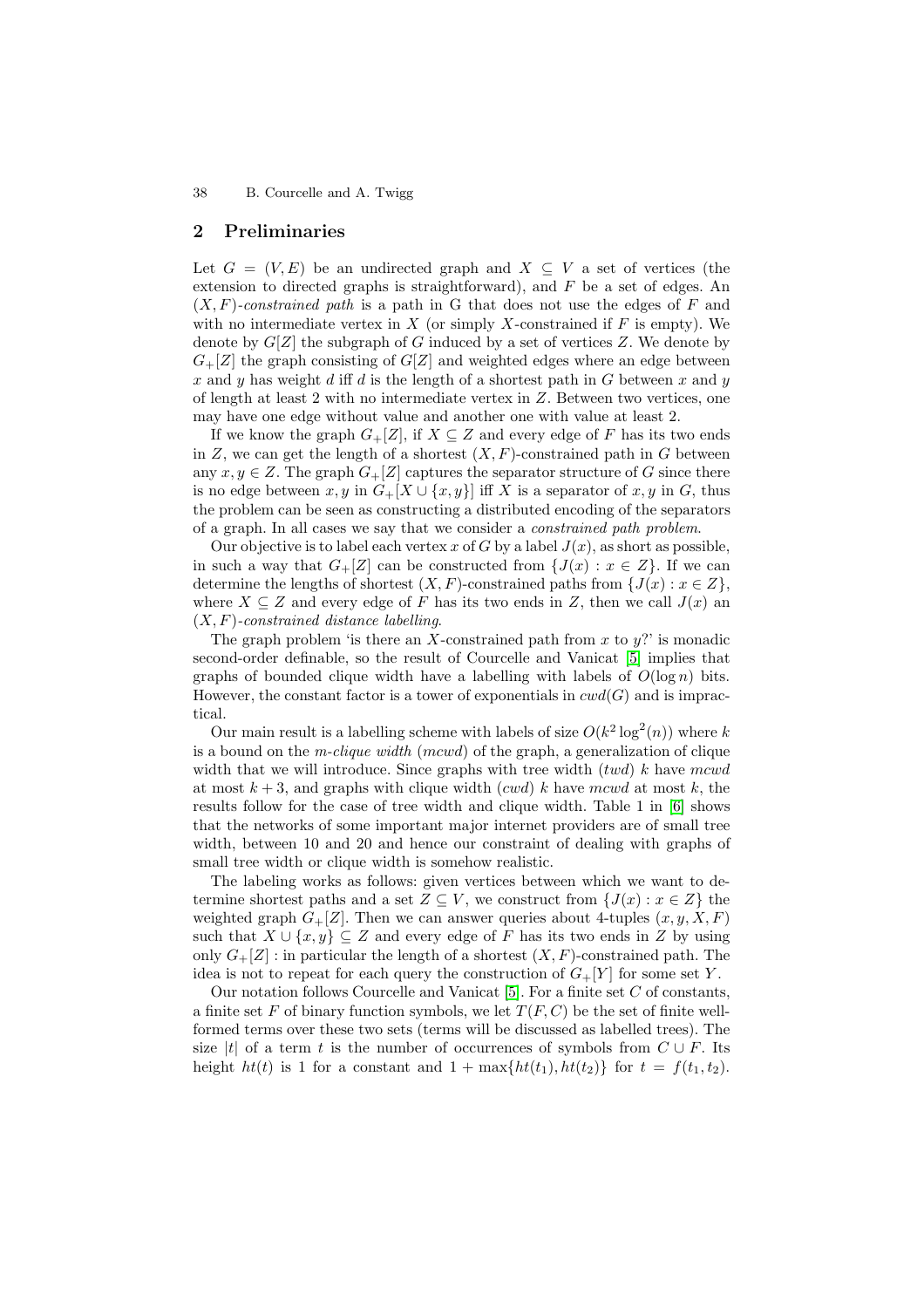## 2 Preliminaries

Let $G = (V, E)$ be an undirected graph and $X \subseteq V$ a set of vertices (the extension to directed graphs is straightforward), and $F$ be a set of edges. An $(X, F)$-*constrained path* is a path in G that does not use the edges of $F$ and with no intermediate vertex in $X$ (or simply $X$-constrained if $F$ is empty). We denote by $G[Z]$ the subgraph of $G$ induced by a set of vertices $Z$. We denote by $G_+[Z]$ the graph consisting of $G[Z]$ and weighted edges where an edge between $x$ and $y$ has weight $d$ iff $d$ is the length of a shortest path in $G$ between $x$ and $y$ of length at least 2 with no intermediate vertex in $Z$. Between two vertices, one may have one edge without value and another one with value at least 2.

If we know the graph $G_+[Z]$, if $X \subseteq Z$ and every edge of $F$ has its two ends in $Z$, we can get the length of a shortest $(X, F)$-constrained path in $G$ between any $x, y \in Z$. The graph $G_+[Z]$ captures the separator structure of $G$ since there is no edge between $x, y$ in $G_+[X \cup \{x, y\}]$ iff $X$ is a separator of $x, y$ in $G$, thus the problem can be seen as constructing a distributed encoding of the separators of a graph. In all cases we say that we consider a *constrained path problem*.

Our objective is to label each vertex $x$ of $G$ by a label $J(x)$, as short as possible, in such a way that $G_+[Z]$ can be constructed from $\{J(x) : x \in Z\}$. If we can determine the lengths of shortest $(X, F)$-constrained paths from $\{J(x) : x \in Z\}$, where $X \subseteq Z$ and every edge of $F$ has its two ends in $Z$, then we call $J(x)$ an $(X, F)$-*constrained distance labelling*.

The graph problem 'is there an $X$-constrained path from $x$ to $y$?' is monadic second-order definable, so the result of Courcelle and Vanicat [5] implies that graphs of bounded clique width have a labelling with labels of $O(\log n)$ bits. However, the constant factor is a tower of exponentials in $cwd(G)$ and is impractical.

Our main result is a labelling scheme with labels of size $O(k^2 \log^2(n))$ where $k$ is a bound on the *m-clique width* (*mcwd*) of the graph, a generalization of clique width that we will introduce. Since graphs with tree width (*twd*) $k$ have *mcwd* at most $k + 3$, and graphs with clique width (*cwd*) $k$ have *mcwd* at most $k$, the results follow for the case of tree width and clique width. Table 1 in [6] shows that the networks of some important major internet providers are of small tree width, between 10 and 20 and hence our constraint of dealing with graphs of small tree width or clique width is somehow realistic.

The labeling works as follows: given vertices between which we want to determine shortest paths and a set $Z \subseteq V$, we construct from $\{J(x) : x \in Z\}$ the weighted graph $G_+[Z]$. Then we can answer queries about 4-tuples $(x, y, X, F)$ such that $X \cup \{x, y\} \subseteq Z$ and every edge of $F$ has its two ends in $Z$ by using only $G_+[Z]$ : in particular the length of a shortest $(X, F)$-constrained path. The idea is not to repeat for each query the construction of $G_+[Y]$ for some set $Y$.

Our notation follows Courcelle and Vanicat [5]. For a finite set $C$ of constants, a finite set $F$ of binary function symbols, we let $T(F, C)$ be the set of finite well-formed terms over these two sets (terms will be discussed as labelled trees). The size $|t|$ of a term $t$ is the number of occurrences of symbols from $C \cup F$. Its height $ht(t)$ is 1 for a constant and $1 + \max\{ht(t_1), ht(t_2)\}$ for $t = f(t_1, t_2)$.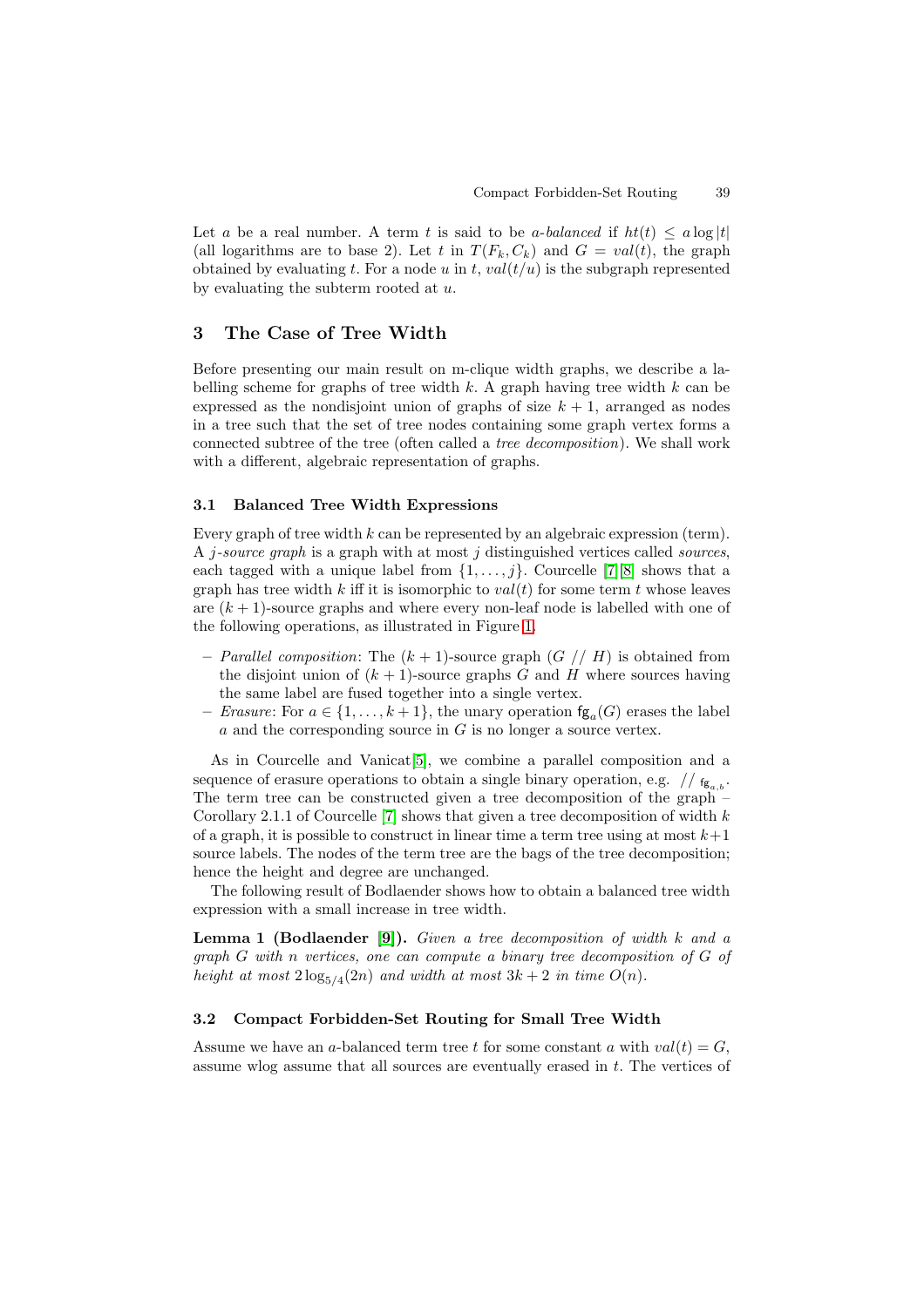Let $a$ be a real number. A term $t$ is said to be *a-balanced* if $ht(t) \leq a \log |t|$ (all logarithms are to base 2). Let $t$ in $T(F_k, C_k)$ and $G = val(t)$, the graph obtained by evaluating $t$. For a node $u$ in $t$, $val(t/u)$ is the subgraph represented by evaluating the subterm rooted at $u$.

## 3 The Case of Tree Width

Before presenting our main result on m-clique width graphs, we describe a labelling scheme for graphs of tree width $k$. A graph having tree width $k$ can be expressed as the nondisjoint union of graphs of size $k + 1$, arranged as nodes in a tree such that the set of tree nodes containing some graph vertex forms a connected subtree of the tree (often called a *tree decomposition*). We shall work with a different, algebraic representation of graphs.

### 3.1 Balanced Tree Width Expressions

Every graph of tree width $k$ can be represented by an algebraic expression (term). A *j-source graph* is a graph with at most $j$ distinguished vertices called *sources*, each tagged with a unique label from $\{1, \ldots, j\}$. Courcelle [7][8] shows that a graph has tree width $k$ iff it is isomorphic to $val(t)$ for some term $t$ whose leaves are $(k + 1)$-source graphs and where every non-leaf node is labelled with one of the following operations, as illustrated in Figure 1.

- *Parallel composition*: The $(k + 1)$-source graph $(G\ //\ H)$ is obtained from the disjoint union of $(k + 1)$-source graphs $G$ and $H$ where sources having the same label are fused together into a single vertex.
- *Erasure*: For $a \in \{1, \ldots, k + 1\}$, the unary operation $\mathsf{fg}_a(G)$ erases the label $a$ and the corresponding source in $G$ is no longer a source vertex.

As in Courcelle and Vanicat[5], we combine a parallel composition and a sequence of erasure operations to obtain a single binary operation, e.g. $//_{\mathsf{fg}_{a,b}}$. The term tree can be constructed given a tree decomposition of the graph – Corollary 2.1.1 of Courcelle [7] shows that given a tree decomposition of width $k$ of a graph, it is possible to construct in linear time a term tree using at most $k+1$ source labels. The nodes of the term tree are the bags of the tree decomposition; hence the height and degree are unchanged.

The following result of Bodlaender shows how to obtain a balanced tree width expression with a small increase in tree width.

**Lemma 1 (Bodlaender [9]).** *Given a tree decomposition of width $k$ and a graph $G$ with $n$ vertices, one can compute a binary tree decomposition of $G$ of height at most $2\log_{5/4}(2n)$ and width at most $3k + 2$ in time $O(n)$.*

### 3.2 Compact Forbidden-Set Routing for Small Tree Width

Assume we have an $a$-balanced term tree $t$ for some constant $a$ with $val(t) = G$, assume wlog assume that all sources are eventually erased in $t$. The vertices of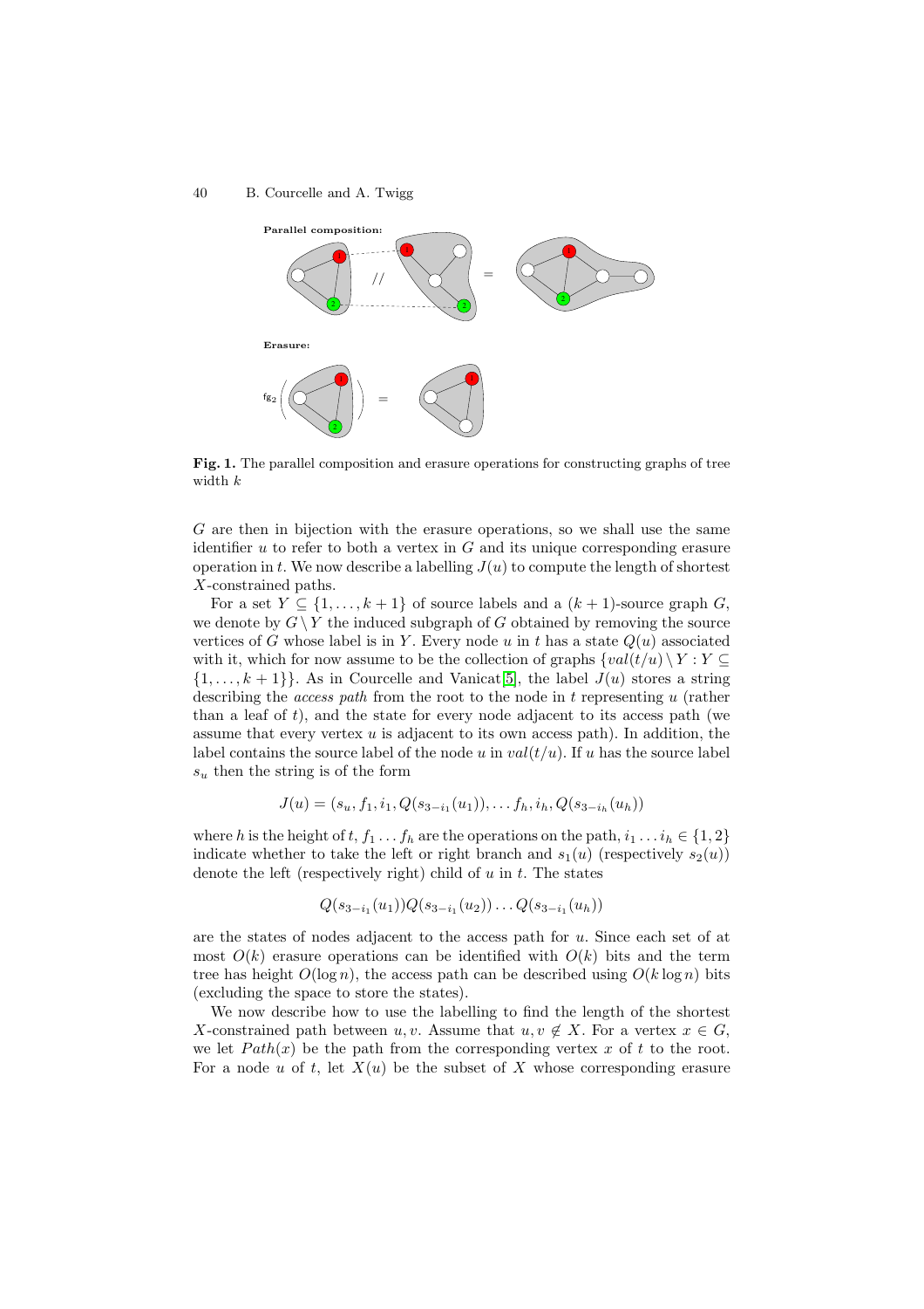**Fig. 1.** The parallel composition and erasure operations for constructing graphs of tree width $k$

$G$ are then in bijection with the erasure operations, so we shall use the same identifier $u$ to refer to both a vertex in $G$ and its unique corresponding erasure operation in $t$. We now describe a labelling $J(u)$ to compute the length of shortest $X$-constrained paths.

For a set $Y \subseteq \{1, \dots, k+1\}$ of source labels and a $(k+1)$-source graph $G$, we denote by $G \setminus Y$ the induced subgraph of $G$ obtained by removing the source vertices of $G$ whose label is in $Y$. Every node $u$ in $t$ has a state $Q(u)$ associated with it, which for now assume to be the collection of graphs $\{val(t/u) \setminus Y : Y \subseteq \{1, \dots, k+1\}\}$. As in Courcelle and Vanicat[5], the label $J(u)$ stores a string describing the *access path* from the root to the node in $t$ representing $u$ (rather than a leaf of $t$), and the state for every node adjacent to its access path (we assume that every vertex $u$ is adjacent to its own access path). In addition, the label contains the source label of the node $u$ in $val(t/u)$. If $u$ has the source label $s_u$ then the string is of the form

$$J(u) = (s_u, f_1, i_1, Q(s_{3-i_1}(u_1)), \dots f_h, i_h, Q(s_{3-i_h}(u_h))$$

where $h$ is the height of $t$, $f_1 \dots f_h$ are the operations on the path, $i_1 \dots i_h \in \{1, 2\}$ indicate whether to take the left or right branch and $s_1(u)$ (respectively $s_2(u)$) denote the left (respectively right) child of $u$ in $t$. The states

$$Q(s_{3-i_1}(u_1))Q(s_{3-i_1}(u_2)) \dots Q(s_{3-i_1}(u_h))$$

are the states of nodes adjacent to the access path for $u$. Since each set of at most $O(k)$ erasure operations can be identified with $O(k)$ bits and the term tree has height $O(\log n)$, the access path can be described using $O(k \log n)$ bits (excluding the space to store the states).

We now describe how to use the labelling to find the length of the shortest $X$-constrained path between $u, v$. Assume that $u, v \notin X$. For a vertex $x \in G$, we let $Path(x)$ be the path from the corresponding vertex $x$ of $t$ to the root. For a node $u$ of $t$, let $X(u)$ be the subset of $X$ whose corresponding erasure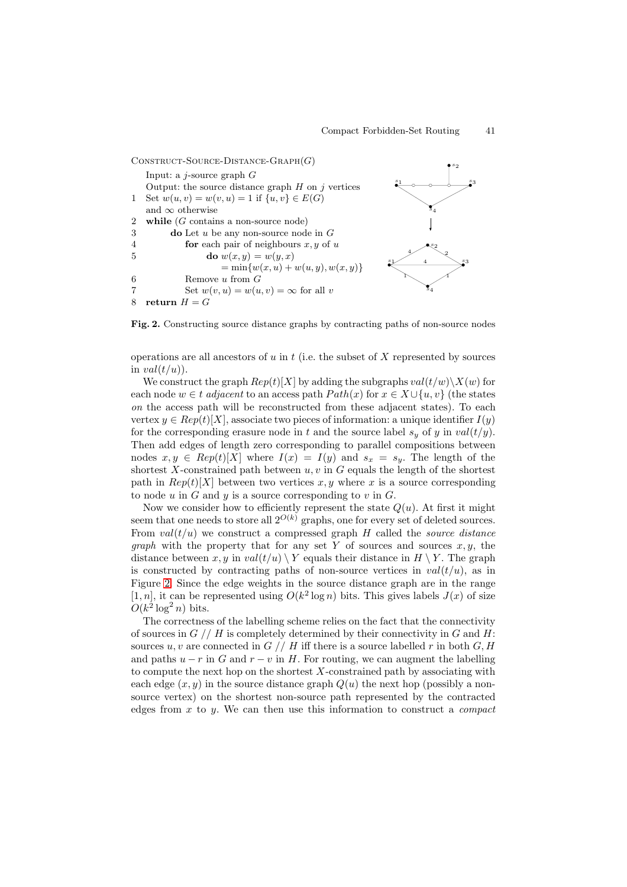```
Construct-Source-Distance-Graph(G)
    Input: a j-source graph G
    Output: the source distance graph H on j vertices
1   Set w(u, v) = w(v, u) = 1 if {u, v} ∈ E(G)
    and ∞ otherwise
2   while (G contains a non-source node)
3       do Let u be any non-source node in G
4           for each pair of neighbours x, y of u
5               do w(x, y) = w(y, x)
                    = min{w(x, u) + w(u, y), w(x, y)}
6           Remove u from G
7           Set w(v, u) = w(u, v) = ∞ for all v
8   return H = G
```

**Fig. 2.** Constructing source distance graphs by contracting paths of non-source nodes

operations are all ancestors of $u$ in $t$ (i.e. the subset of $X$ represented by sources in $val(t/u)$).

We construct the graph $Rep(t)[X]$ by adding the subgraphs $val(t/w)\backslash X(w)$ for each node $w \in t$ *adjacent* to an access path $Path(x)$ for $x \in X \cup \{u, v\}$ (the states *on* the access path will be reconstructed from these adjacent states). To each vertex $y \in Rep(t)[X]$, associate two pieces of information: a unique identifier $I(y)$ for the corresponding erasure node in $t$ and the source label $s_y$ of $y$ in $val(t/y)$. Then add edges of length zero corresponding to parallel compositions between nodes $x, y \in Rep(t)[X]$ where $I(x) = I(y)$ and $s_x = s_y$. The length of the shortest $X$-constrained path between $u, v$ in $G$ equals the length of the shortest path in $Rep(t)[X]$ between two vertices $x, y$ where $x$ is a source corresponding to node $u$ in $G$ and $y$ is a source corresponding to $v$ in $G$.

Now we consider how to efficiently represent the state $Q(u)$. At first it might seem that one needs to store all $2^{O(k)}$ graphs, one for every set of deleted sources. From $val(t/u)$ we construct a compressed graph $H$ called the *source distance graph* with the property that for any set $Y$ of sources and sources $x, y$, the distance between $x, y$ in $val(t/u) \setminus Y$ equals their distance in $H \setminus Y$. The graph is constructed by contracting paths of non-source vertices in $val(t/u)$, as in Figure 2. Since the edge weights in the source distance graph are in the range $[1, n]$, it can be represented using $O(k^2 \log n)$ bits. This gives labels $J(x)$ of size $O(k^2 \log^2 n)$ bits.

The correctness of the labelling scheme relies on the fact that the connectivity of sources in $G \mathbin{//} H$ is completely determined by their connectivity in $G$ and $H$: sources $u, v$ are connected in $G \mathbin{//} H$ iff there is a source labelled $r$ in both $G, H$ and paths $u - r$ in $G$ and $r - v$ in $H$. For routing, we can augment the labelling to compute the next hop on the shortest $X$-constrained path by associating with each edge $(x, y)$ in the source distance graph $Q(u)$ the next hop (possibly a non-source vertex) on the shortest non-source path represented by the contracted edges from $x$ to $y$. We can then use this information to construct a *compact*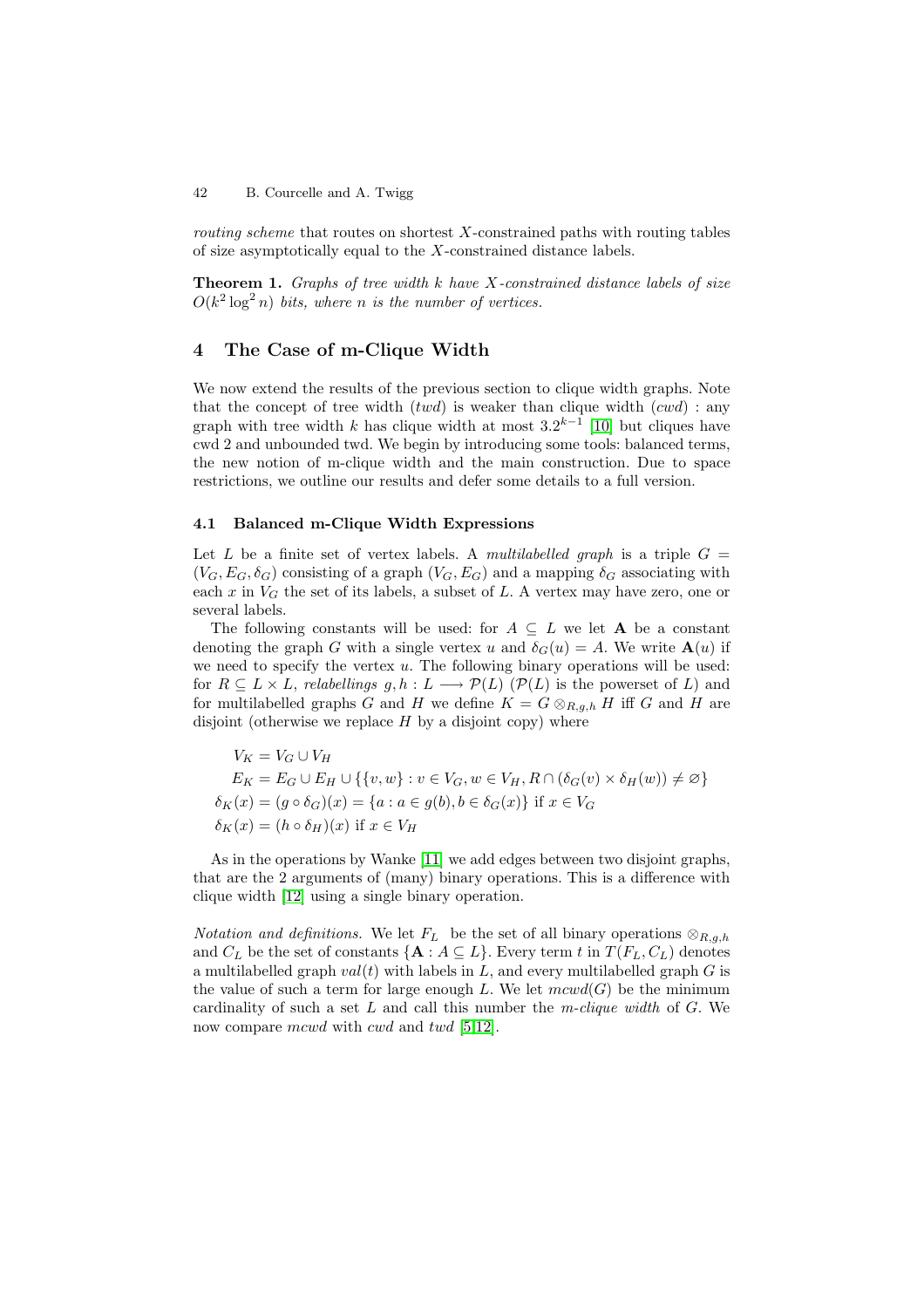*routing scheme* that routes on shortest $X$-constrained paths with routing tables of size asymptotically equal to the $X$-constrained distance labels.

**Theorem 1.** *Graphs of tree width $k$ have $X$-constrained distance labels of size $O(k^2 \log^2 n)$ bits, where $n$ is the number of vertices.*

## 4 The Case of m-Clique Width

We now extend the results of the previous section to clique width graphs. Note that the concept of tree width ($twd$) is weaker than clique width ($cwd$) : any graph with tree width $k$ has clique width at most $3.2^{k-1}$ [10] but cliques have cwd 2 and unbounded twd. We begin by introducing some tools: balanced terms, the new notion of m-clique width and the main construction. Due to space restrictions, we outline our results and defer some details to a full version.

### 4.1 Balanced m-Clique Width Expressions

Let $L$ be a finite set of vertex labels. A *multilabelled graph* is a triple $G = (V_G, E_G, \delta_G)$ consisting of a graph $(V_G, E_G)$ and a mapping $\delta_G$ associating with each $x$ in $V_G$ the set of its labels, a subset of $L$. A vertex may have zero, one or several labels.

The following constants will be used: for $A \subseteq L$ we let $\mathbf{A}$ be a constant denoting the graph $G$ with a single vertex $u$ and $\delta_G(u) = A$. We write $\mathbf{A}(u)$ if we need to specify the vertex $u$. The following binary operations will be used: for $R \subseteq L \times L$, *relabellings* $g, h : L \longrightarrow \mathcal{P}(L)$ ($\mathcal{P}(L)$ is the powerset of $L$) and for multilabelled graphs $G$ and $H$ we define $K = G \otimes_{R,g,h} H$ iff $G$ and $H$ are disjoint (otherwise we replace $H$ by a disjoint copy) where

$$
\begin{aligned}
V_K &= V_G \cup V_H \\
E_K &= E_G \cup E_H \cup \{\{v, w\} : v \in V_G, w \in V_H, R \cap (\delta_G(v) \times \delta_H(w)) \neq \varnothing\} \\
\delta_K(x) &= (g \circ \delta_G)(x) = \{a : a \in g(b), b \in \delta_G(x)\} \text{ if } x \in V_G \\
\delta_K(x) &= (h \circ \delta_H)(x) \text{ if } x \in V_H
\end{aligned}
$$

As in the operations by Wanke [11] we add edges between two disjoint graphs, that are the 2 arguments of (many) binary operations. This is a difference with clique width [12] using a single binary operation.

*Notation and definitions.* We let $F_L$ be the set of all binary operations $\otimes_{R,g,h}$ and $C_L$ be the set of constants $\{\mathbf{A} : A \subseteq L\}$. Every term $t$ in $T(F_L, C_L)$ denotes a multilabelled graph $val(t)$ with labels in $L$, and every multilabelled graph $G$ is the value of such a term for large enough $L$. We let $mcwd(G)$ be the minimum cardinality of such a set $L$ and call this number the *m-clique width* of $G$. We now compare $mcwd$ with $cwd$ and $twd$ [5,12].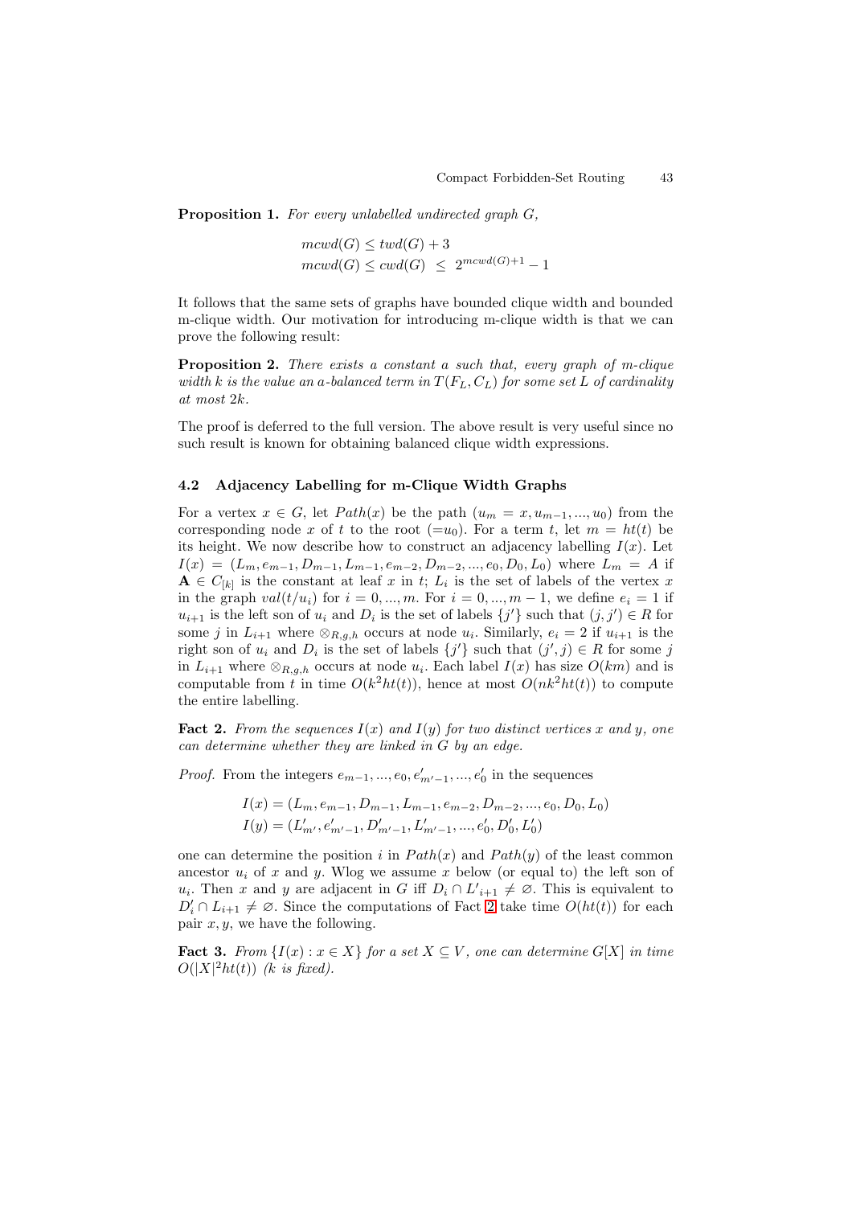**Proposition 1.** *For every unlabelled undirected graph G,*

$$mcwd(G) \leq twd(G) + 3$$
$$mcwd(G) \leq cwd(G) \ \leq \ 2^{mcwd(G)+1} - 1$$

It follows that the same sets of graphs have bounded clique width and bounded m-clique width. Our motivation for introducing m-clique width is that we can prove the following result:

**Proposition 2.** *There exists a constant $a$ such that, every graph of m-clique width $k$ is the value an $a$-balanced term in $T(F_L, C_L)$ for some set $L$ of cardinality at most $2k$.*

The proof is deferred to the full version. The above result is very useful since no such result is known for obtaining balanced clique width expressions.

### 4.2 Adjacency Labelling for m-Clique Width Graphs

For a vertex $x \in G$, let $Path(x)$ be the path $(u_m = x, u_{m-1}, ..., u_0)$ from the corresponding node $x$ of $t$ to the root $(=u_0)$. For a term $t$, let $m = ht(t)$ be its height. We now describe how to construct an adjacency labelling $I(x)$. Let $I(x) = (L_m, e_{m-1}, D_{m-1}, L_{m-1}, e_{m-2}, D_{m-2}, ..., e_0, D_0, L_0)$ where $L_m = A$ if $\mathbf{A} \in C_{[k]}$ is the constant at leaf $x$ in $t$; $L_i$ is the set of labels of the vertex $x$ in the graph $val(t/u_i)$ for $i = 0, ..., m$. For $i = 0, ..., m-1$, we define $e_i = 1$ if $u_{i+1}$ is the left son of $u_i$ and $D_i$ is the set of labels $\{j'\}$ such that $(j, j') \in R$ for some $j$ in $L_{i+1}$ where $\otimes_{R,g,h}$ occurs at node $u_i$. Similarly, $e_i = 2$ if $u_{i+1}$ is the right son of $u_i$ and $D_i$ is the set of labels $\{j'\}$ such that $(j', j) \in R$ for some $j$ in $L_{i+1}$ where $\otimes_{R,g,h}$ occurs at node $u_i$. Each label $I(x)$ has size $O(km)$ and is computable from $t$ in time $O(k^2 ht(t))$, hence at most $O(nk^2 ht(t))$ to compute the entire labelling.

**Fact 2.** *From the sequences $I(x)$ and $I(y)$ for two distinct vertices $x$ and $y$, one can determine whether they are linked in $G$ by an edge.*

*Proof.* From the integers $e_{m-1}, ..., e_0, e'_{m'-1}, ..., e'_0$ in the sequences

$$I(x) = (L_m, e_{m-1}, D_{m-1}, L_{m-1}, e_{m-2}, D_{m-2}, ..., e_0, D_0, L_0)$$
$$I(y) = (L'_{m'}, e'_{m'-1}, D'_{m'-1}, L'_{m'-1}, ..., e'_0, D'_0, L'_0)$$

one can determine the position $i$ in $Path(x)$ and $Path(y)$ of the least common ancestor $u_i$ of $x$ and $y$. Wlog we assume $x$ below (or equal to) the left son of $u_i$. Then $x$ and $y$ are adjacent in $G$ iff $D_i \cap L'_{i+1} \neq \varnothing$. This is equivalent to $D'_i \cap L_{i+1} \neq \varnothing$. Since the computations of Fact 2 take time $O(ht(t))$ for each pair $x, y$, we have the following.

**Fact 3.** *From $\{I(x) : x \in X\}$ for a set $X \subseteq V$, one can determine $G[X]$ in time $O(|X|^2 ht(t))$ ($k$ is fixed).*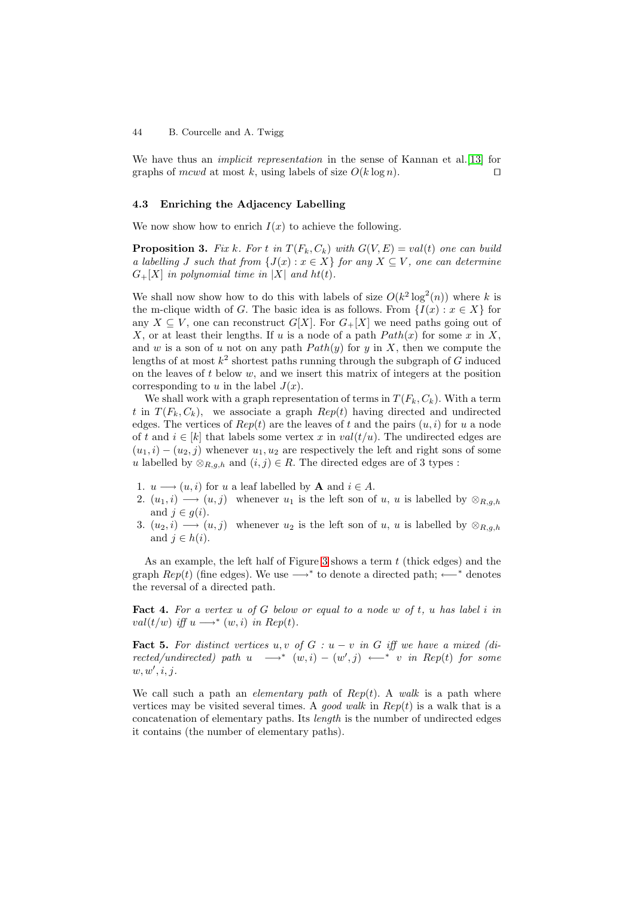We have thus an *implicit representation* in the sense of Kannan et al.[13] for graphs of *mcwd* at most $k$, using labels of size $O(k \log n)$. □

### 4.3 Enriching the Adjacency Labelling

We now show how to enrich $I(x)$ to achieve the following.

**Proposition 3.** *Fix k. For t in $T(F_k, C_k)$ with $G(V, E) = val(t)$ one can build a labelling J such that from $\{J(x) : x \in X\}$ for any $X \subseteq V$, one can determine $G_+[X]$ in polynomial time in $|X|$ and $ht(t)$.*

We shall now show how to do this with labels of size $O(k^2 \log^2(n))$ where $k$ is the m-clique width of $G$. The basic idea is as follows. From $\{I(x) : x \in X\}$ for any $X \subseteq V$, one can reconstruct $G[X]$. For $G_+[X]$ we need paths going out of $X$, or at least their lengths. If $u$ is a node of a path $Path(x)$ for some $x$ in $X$, and $w$ is a son of $u$ not on any path $Path(y)$ for $y$ in $X$, then we compute the lengths of at most $k^2$ shortest paths running through the subgraph of $G$ induced on the leaves of $t$ below $w$, and we insert this matrix of integers at the position corresponding to $u$ in the label $J(x)$.

We shall work with a graph representation of terms in $T(F_k, C_k)$. With a term $t$ in $T(F_k, C_k)$, we associate a graph $Rep(t)$ having directed and undirected edges. The vertices of $Rep(t)$ are the leaves of $t$ and the pairs $(u, i)$ for $u$ a node of $t$ and $i \in [k]$ that labels some vertex $x$ in $val(t/u)$. The undirected edges are $(u_1, i) - (u_2, j)$ whenever $u_1, u_2$ are respectively the left and right sons of some $u$ labelled by $\otimes_{R,g,h}$ and $(i, j) \in R$. The directed edges are of 3 types :

1. $u \longrightarrow (u, i)$ for $u$ a leaf labelled by $\mathbf{A}$ and $i \in A$.
2. $(u_1, i) \longrightarrow (u, j)$ whenever $u_1$ is the left son of $u$, $u$ is labelled by $\otimes_{R,g,h}$ and $j \in g(i)$.
3. $(u_2, i) \longrightarrow (u, j)$ whenever $u_2$ is the left son of $u$, $u$ is labelled by $\otimes_{R,g,h}$ and $j \in h(i)$.

As an example, the left half of Figure 3 shows a term $t$ (thick edges) and the graph $Rep(t)$ (fine edges). We use $\longrightarrow^*$ to denote a directed path; $\longleftarrow^*$ denotes the reversal of a directed path.

**Fact 4.** *For a vertex u of G below or equal to a node w of t, u has label i in $val(t/w)$ iff $u \longrightarrow^* (w, i)$ in $Rep(t)$.*

**Fact 5.** *For distinct vertices $u, v$ of $G$ : $u - v$ in G iff we have a mixed (directed/undirected) path $u \longrightarrow^* (w, i) - (w', j) \longleftarrow^* v$ in $Rep(t)$ for some $w, w', i, j$.*

We call such a path an *elementary path* of $Rep(t)$. A *walk* is a path where vertices may be visited several times. A *good walk* in $Rep(t)$ is a walk that is a concatenation of elementary paths. Its *length* is the number of undirected edges it contains (the number of elementary paths).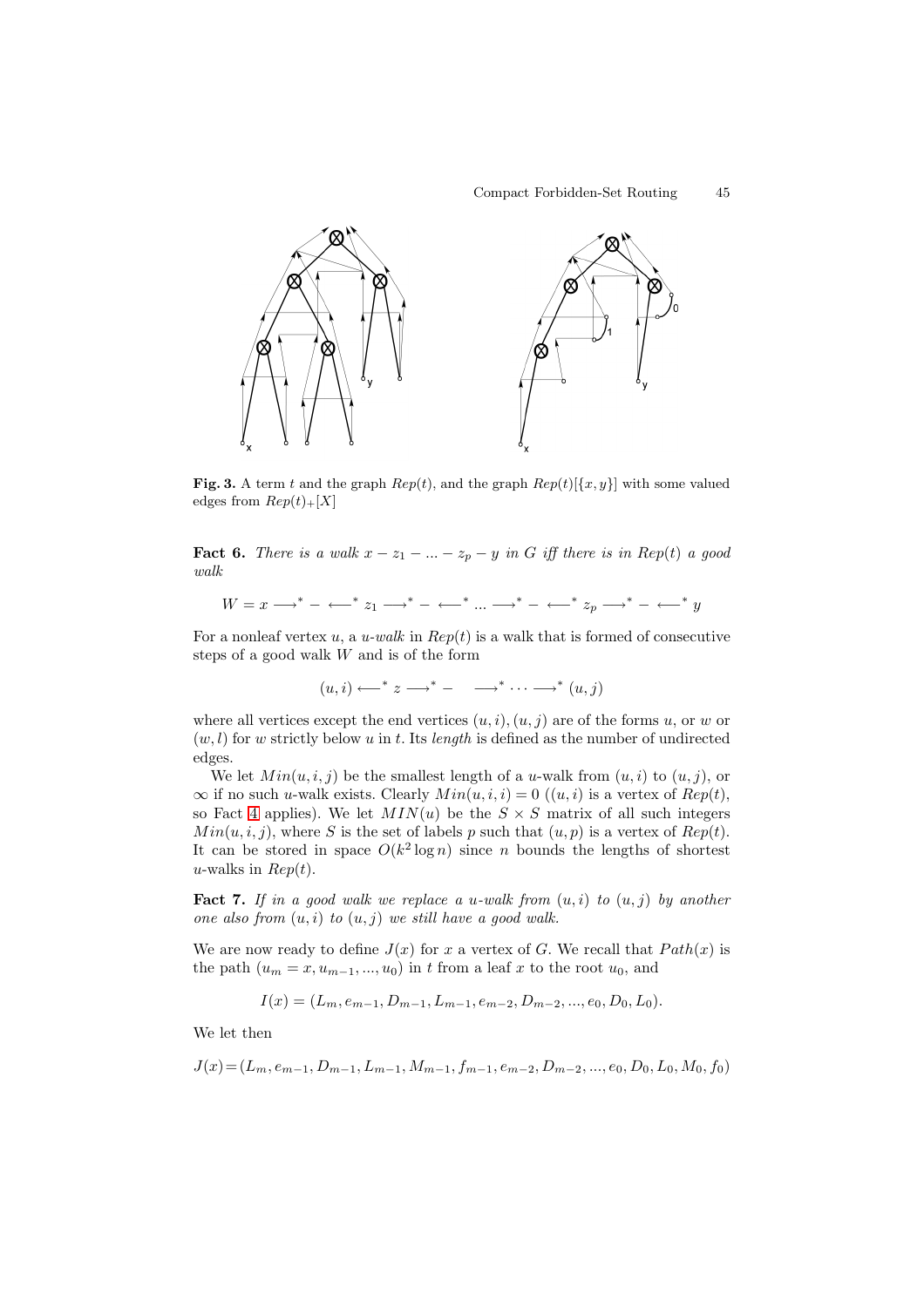**Fig. 3.** A term $t$ and the graph $Rep(t)$, and the graph $Rep(t)[\{x, y\}]$ with some valued edges from $Rep(t)_{+}[X]$

**Fact 6.** *There is a walk $x - z_1 - ... - z_p - y$ in $G$ iff there is in $Rep(t)$ a good walk*

$$W = x \longrightarrow^{*} - \longleftarrow^{*} z_1 \longrightarrow^{*} - \longleftarrow^{*} ... \longrightarrow^{*} - \longleftarrow^{*} z_p \longrightarrow^{*} - \longleftarrow^{*} y$$

For a nonleaf vertex $u$, a *$u$-walk* in $Rep(t)$ is a walk that is formed of consecutive steps of a good walk $W$ and is of the form

$$(u, i) \longleftarrow^{*} z \longrightarrow^{*} - \quad \longrightarrow^{*} \cdots \longrightarrow^{*} (u, j)$$

where all vertices except the end vertices $(u, i), (u, j)$ are of the forms $u$, or $w$ or $(w, l)$ for $w$ strictly below $u$ in $t$. Its *length* is defined as the number of undirected edges.

We let $Min(u, i, j)$ be the smallest length of a $u$-walk from $(u, i)$ to $(u, j)$, or $\infty$ if no such $u$-walk exists. Clearly $Min(u, i, i) = 0$ ($(u, i)$ is a vertex of $Rep(t)$, so Fact 4 applies). We let $MIN(u)$ be the $S \times S$ matrix of all such integers $Min(u, i, j)$, where $S$ is the set of labels $p$ such that $(u, p)$ is a vertex of $Rep(t)$. It can be stored in space $O(k^2 \log n)$ since $n$ bounds the lengths of shortest $u$-walks in $Rep(t)$.

**Fact 7.** *If in a good walk we replace a $u$-walk from $(u, i)$ to $(u, j)$ by another one also from $(u, i)$ to $(u, j)$ we still have a good walk.*

We are now ready to define $J(x)$ for $x$ a vertex of $G$. We recall that $Path(x)$ is the path $(u_m = x, u_{m-1}, ..., u_0)$ in $t$ from a leaf $x$ to the root $u_0$, and

$$I(x) = (L_m, e_{m-1}, D_{m-1}, L_{m-1}, e_{m-2}, D_{m-2}, ..., e_0, D_0, L_0).$$

We let then

$$J(x) = (L_m, e_{m-1}, D_{m-1}, L_{m-1}, M_{m-1}, f_{m-1}, e_{m-2}, D_{m-2}, ..., e_0, D_0, L_0, M_0, f_0)$$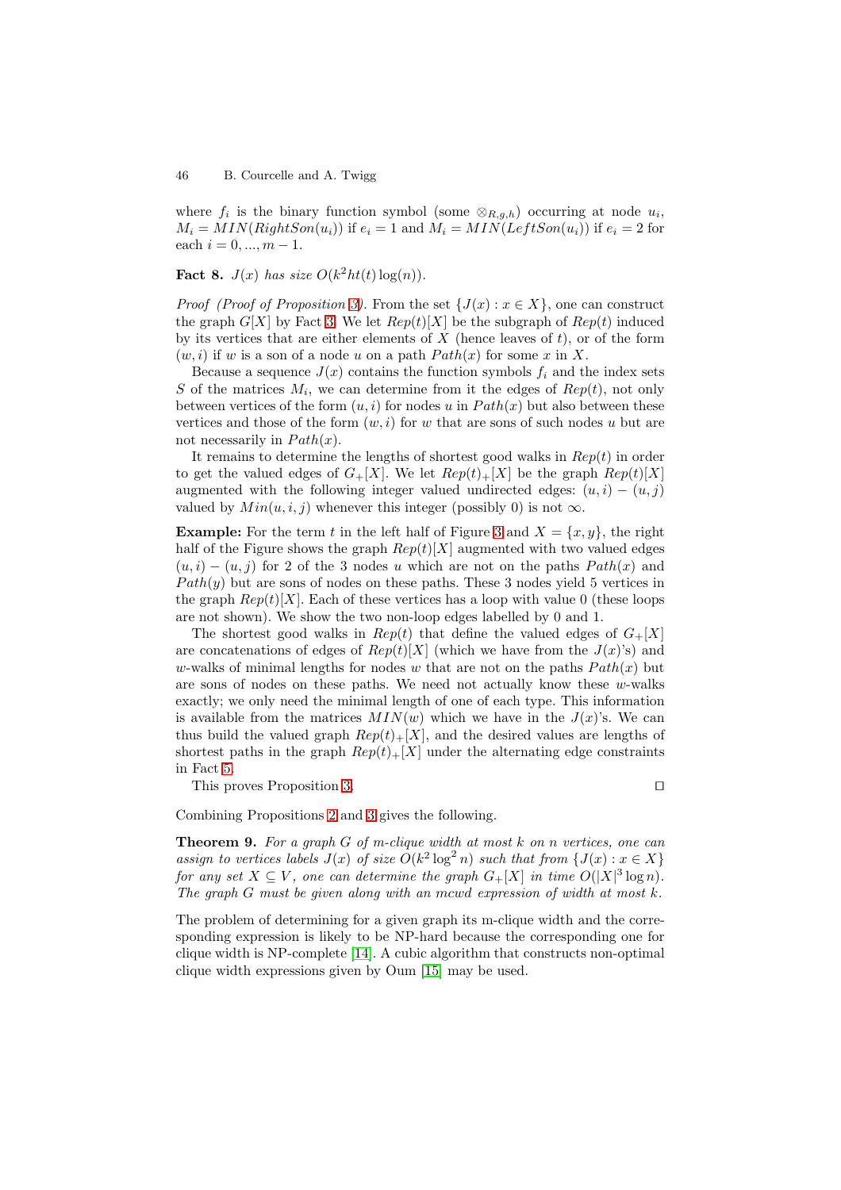where $f_i$ is the binary function symbol (some $\otimes_{R,g,h}$) occurring at node $u_i$, $M_i = MIN(RightSon(u_i))$ if $e_i = 1$ and $M_i = MIN(LeftSon(u_i))$ if $e_i = 2$ for each $i = 0, ..., m-1$.

**Fact 8.** *$J(x)$ has size $O(k^2 ht(t) \log(n))$.*

*Proof (Proof of Proposition 3).* From the set $\{J(x) : x \in X\}$, one can construct the graph $G[X]$ by Fact 3. We let $Rep(t)[X]$ be the subgraph of $Rep(t)$ induced by its vertices that are either elements of $X$ (hence leaves of $t$), or of the form $(w, i)$ if $w$ is a son of a node $u$ on a path $Path(x)$ for some $x$ in $X$.

Because a sequence $J(x)$ contains the function symbols $f_i$ and the index sets $S$ of the matrices $M_i$, we can determine from it the edges of $Rep(t)$, not only between vertices of the form $(u, i)$ for nodes $u$ in $Path(x)$ but also between these vertices and those of the form $(w, i)$ for $w$ that are sons of such nodes $u$ but are not necessarily in $Path(x)$.

It remains to determine the lengths of shortest good walks in $Rep(t)$ in order to get the valued edges of $G_+[X]$. We let $Rep(t)_+[X]$ be the graph $Rep(t)[X]$ augmented with the following integer valued undirected edges: $(u, i) - (u, j)$ valued by $Min(u, i, j)$ whenever this integer (possibly 0) is not $\infty$.

**Example:** For the term $t$ in the left half of Figure 3 and $X = \{x, y\}$, the right half of the Figure shows the graph $Rep(t)[X]$ augmented with two valued edges $(u, i) - (u, j)$ for 2 of the 3 nodes $u$ which are not on the paths $Path(x)$ and $Path(y)$ but are sons of nodes on these paths. These 3 nodes yield 5 vertices in the graph $Rep(t)[X]$. Each of these vertices has a loop with value 0 (these loops are not shown). We show the two non-loop edges labelled by 0 and 1.

The shortest good walks in $Rep(t)$ that define the valued edges of $G_+[X]$ are concatenations of edges of $Rep(t)[X]$ (which we have from the $J(x)$'s) and $w$-walks of minimal lengths for nodes $w$ that are not on the paths $Path(x)$ but are sons of nodes on these paths. We need not actually know these $w$-walks exactly; we only need the minimal length of one of each type. This information is available from the matrices $MIN(w)$ which we have in the $J(x)$'s. We can thus build the valued graph $Rep(t)_+[X]$, and the desired values are lengths of shortest paths in the graph $Rep(t)_+[X]$ under the alternating edge constraints in Fact 5.

This proves Proposition 3. □

Combining Propositions 2 and 3 gives the following.

**Theorem 9.** *For a graph $G$ of m-clique width at most $k$ on $n$ vertices, one can assign to vertices labels $J(x)$ of size $O(k^2 \log^2 n)$ such that from $\{J(x) : x \in X\}$ for any set $X \subseteq V$, one can determine the graph $G_+[X]$ in time $O(|X|^3 \log n)$. The graph $G$ must be given along with an mcwd expression of width at most $k$.*

The problem of determining for a given graph its m-clique width and the corresponding expression is likely to be NP-hard because the corresponding one for clique width is NP-complete [14]. A cubic algorithm that constructs non-optimal clique width expressions given by Oum [15] may be used.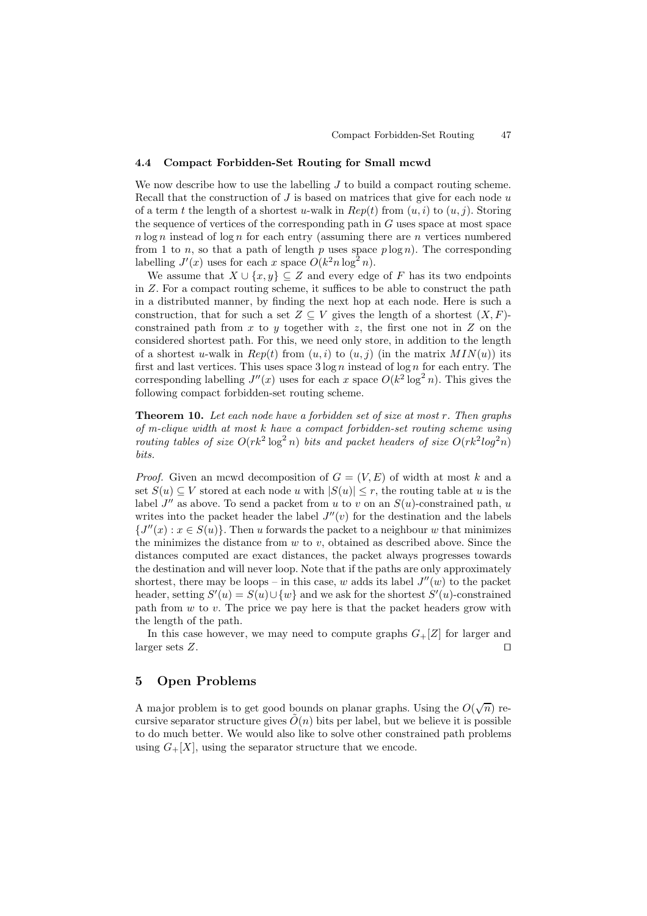### 4.4 Compact Forbidden-Set Routing for Small mcwd

We now describe how to use the labelling $J$ to build a compact routing scheme. Recall that the construction of $J$ is based on matrices that give for each node $u$ of a term $t$ the length of a shortest $u$-walk in $Rep(t)$ from $(u, i)$ to $(u, j)$. Storing the sequence of vertices of the corresponding path in $G$ uses space at most space $n \log n$ instead of $\log n$ for each entry (assuming there are $n$ vertices numbered from 1 to $n$, so that a path of length $p$ uses space $p \log n$). The corresponding labelling $J'(x)$ uses for each $x$ space $O(k^2 n \log^2 n)$.

We assume that $X \cup \{x, y\} \subseteq Z$ and every edge of $F$ has its two endpoints in $Z$. For a compact routing scheme, it suffices to be able to construct the path in a distributed manner, by finding the next hop at each node. Here is such a construction, that for such a set $Z \subseteq V$ gives the length of a shortest $(X, F)$-constrained path from $x$ to $y$ together with $z$, the first one not in $Z$ on the considered shortest path. For this, we need only store, in addition to the length of a shortest $u$-walk in $Rep(t)$ from $(u, i)$ to $(u, j)$ (in the matrix $MIN(u)$) its first and last vertices. This uses space $3 \log n$ instead of $\log n$ for each entry. The corresponding labelling $J''(x)$ uses for each $x$ space $O(k^2 \log^2 n)$. This gives the following compact forbidden-set routing scheme.

**Theorem 10.** *Let each node have a forbidden set of size at most $r$. Then graphs of m-clique width at most $k$ have a compact forbidden-set routing scheme using routing tables of size $O(rk^2 \log^2 n)$ bits and packet headers of size $O(rk^2 log^2 n)$ bits.*

*Proof.* Given an mcwd decomposition of $G = (V, E)$ of width at most $k$ and a set $S(u) \subseteq V$ stored at each node $u$ with $|S(u)| \leq r$, the routing table at $u$ is the label $J''$ as above. To send a packet from $u$ to $v$ on an $S(u)$-constrained path, $u$ writes into the packet header the label $J''(v)$ for the destination and the labels $\{J''(x) : x \in S(u)\}$. Then $u$ forwards the packet to a neighbour $w$ that minimizes the minimizes the distance from $w$ to $v$, obtained as described above. Since the distances computed are exact distances, the packet always progresses towards the destination and will never loop. Note that if the paths are only approximately shortest, there may be loops – in this case, $w$ adds its label $J''(w)$ to the packet header, setting $S'(u) = S(u) \cup \{w\}$ and we ask for the shortest $S'(u)$-constrained path from $w$ to $v$. The price we pay here is that the packet headers grow with the length of the path.

In this case however, we may need to compute graphs $G_+[Z]$ for larger and larger sets $Z$. ⊓⊔

## 5 Open Problems

A major problem is to get good bounds on planar graphs. Using the $O(\sqrt{n})$ recursive separator structure gives $\tilde{O}(n)$ bits per label, but we believe it is possible to do much better. We would also like to solve other constrained path problems using $G_+[X]$, using the separator structure that we encode.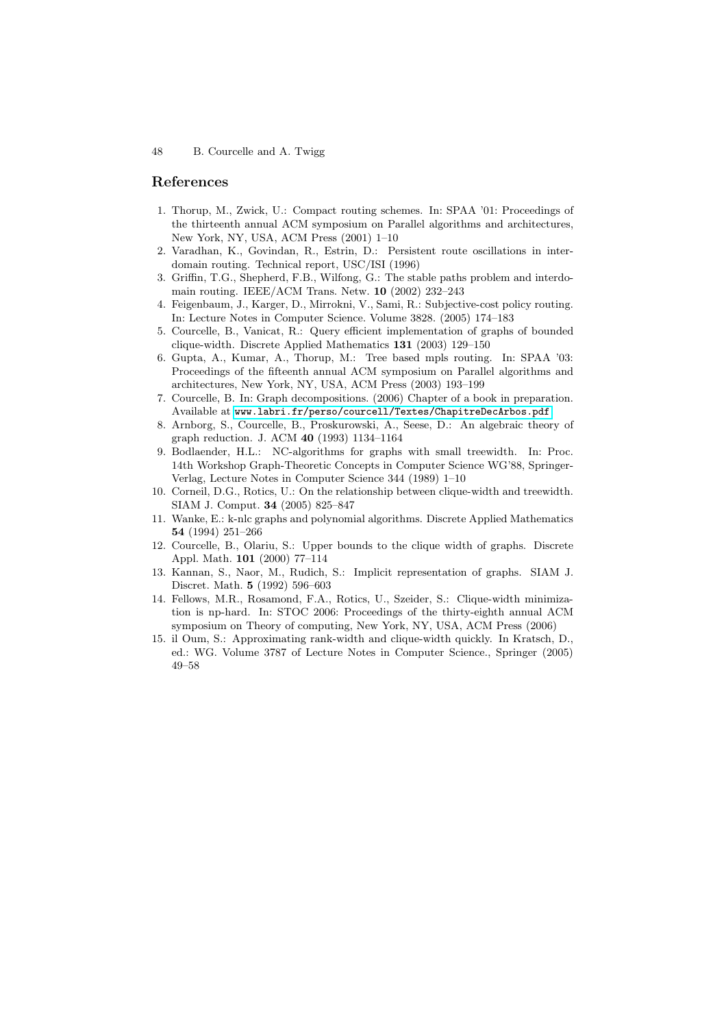## References

1. Thorup, M., Zwick, U.: Compact routing schemes. In: SPAA '01: Proceedings of the thirteenth annual ACM symposium on Parallel algorithms and architectures, New York, NY, USA, ACM Press (2001) 1–10
2. Varadhan, K., Govindan, R., Estrin, D.: Persistent route oscillations in inter-domain routing. Technical report, USC/ISI (1996)
3. Griffin, T.G., Shepherd, F.B., Wilfong, G.: The stable paths problem and interdomain routing. IEEE/ACM Trans. Netw. **10** (2002) 232–243
4. Feigenbaum, J., Karger, D., Mirrokni, V., Sami, R.: Subjective-cost policy routing. In: Lecture Notes in Computer Science. Volume 3828. (2005) 174–183
5. Courcelle, B., Vanicat, R.: Query efficient implementation of graphs of bounded clique-width. Discrete Applied Mathematics **131** (2003) 129–150
6. Gupta, A., Kumar, A., Thorup, M.: Tree based mpls routing. In: SPAA '03: Proceedings of the fifteenth annual ACM symposium on Parallel algorithms and architectures, New York, NY, USA, ACM Press (2003) 193–199
7. Courcelle, B. In: Graph decompositions. (2006) Chapter of a book in preparation. Available at `www.labri.fr/perso/courcell/Textes/ChapitreDecArbos.pdf`.
8. Arnborg, S., Courcelle, B., Proskurowski, A., Seese, D.: An algebraic theory of graph reduction. J. ACM **40** (1993) 1134–1164
9. Bodlaender, H.L.: NC-algorithms for graphs with small treewidth. In: Proc. 14th Workshop Graph-Theoretic Concepts in Computer Science WG'88, Springer-Verlag, Lecture Notes in Computer Science 344 (1989) 1–10
10. Corneil, D.G., Rotics, U.: On the relationship between clique-width and treewidth. SIAM J. Comput. **34** (2005) 825–847
11. Wanke, E.: k-nlc graphs and polynomial algorithms. Discrete Applied Mathematics **54** (1994) 251–266
12. Courcelle, B., Olariu, S.: Upper bounds to the clique width of graphs. Discrete Appl. Math. **101** (2000) 77–114
13. Kannan, S., Naor, M., Rudich, S.: Implicit representation of graphs. SIAM J. Discret. Math. **5** (1992) 596–603
14. Fellows, M.R., Rosamond, F.A., Rotics, U., Szeider, S.: Clique-width minimization is np-hard. In: STOC 2006: Proceedings of the thirty-eighth annual ACM symposium on Theory of computing, New York, NY, USA, ACM Press (2006)
15. il Oum, S.: Approximating rank-width and clique-width quickly. In Kratsch, D., ed.: WG. Volume 3787 of Lecture Notes in Computer Science., Springer (2005) 49–58